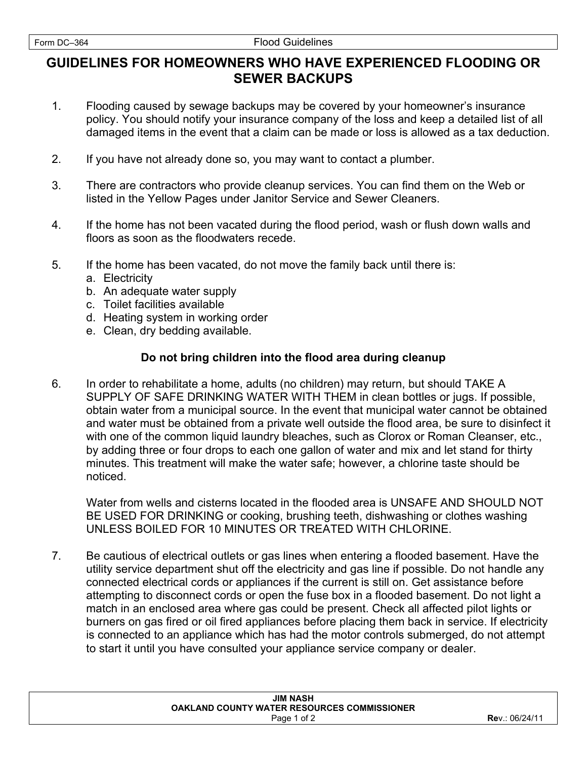# GUIDELINES FOR HOMEOWNERS WHO HAVE EXPERIENCED FLOODING OR SEWER BACKUPS

1. Flooding caused by sewage backups may be covered by your homeowner's insurance policy. You should notify your insurance company of the loss and keep a detailed list of all damaged items in the event that a claim can be made or loss is allowed as a tax deduction.

2. If you have not already done so, you may want to contact a plumber.

3. There are contractors who provide cleanup services. You can find them on the Web or listed in the Yellow Pages under Janitor Service and Sewer Cleaners.

4. If the home has not been vacated during the flood period, wash or flush down walls and floors as soon as the floodwaters recede.

5. If the home has been vacated, do not move the family back until there is:
   a. Electricity
   b. An adequate water supply
   c. Toilet facilities available
   d. Heating system in working order
   e. Clean, dry bedding available.

**Do not bring children into the flood area during cleanup**

6. In order to rehabilitate a home, adults (no children) may return, but should TAKE A SUPPLY OF SAFE DRINKING WATER WITH THEM in clean bottles or jugs. If possible, obtain water from a municipal source. In the event that municipal water cannot be obtained and water must be obtained from a private well outside the flood area, be sure to disinfect it with one of the common liquid laundry bleaches, such as Clorox or Roman Cleanser, etc., by adding three or four drops to each one gallon of water and mix and let stand for thirty minutes. This treatment will make the water safe; however, a chlorine taste should be noticed.

   Water from wells and cisterns located in the flooded area is UNSAFE AND SHOULD NOT BE USED FOR DRINKING or cooking, brushing teeth, dishwashing or clothes washing UNLESS BOILED FOR 10 MINUTES OR TREATED WITH CHLORINE.

7. Be cautious of electrical outlets or gas lines when entering a flooded basement. Have the utility service department shut off the electricity and gas line if possible. Do not handle any connected electrical cords or appliances if the current is still on. Get assistance before attempting to disconnect cords or open the fuse box in a flooded basement. Do not light a match in an enclosed area where gas could be present. Check all affected pilot lights or burners on gas fired or oil fired appliances before placing them back in service. If electricity is connected to an appliance which has had the motor controls submerged, do not attempt to start it until you have consulted your appliance service company or dealer.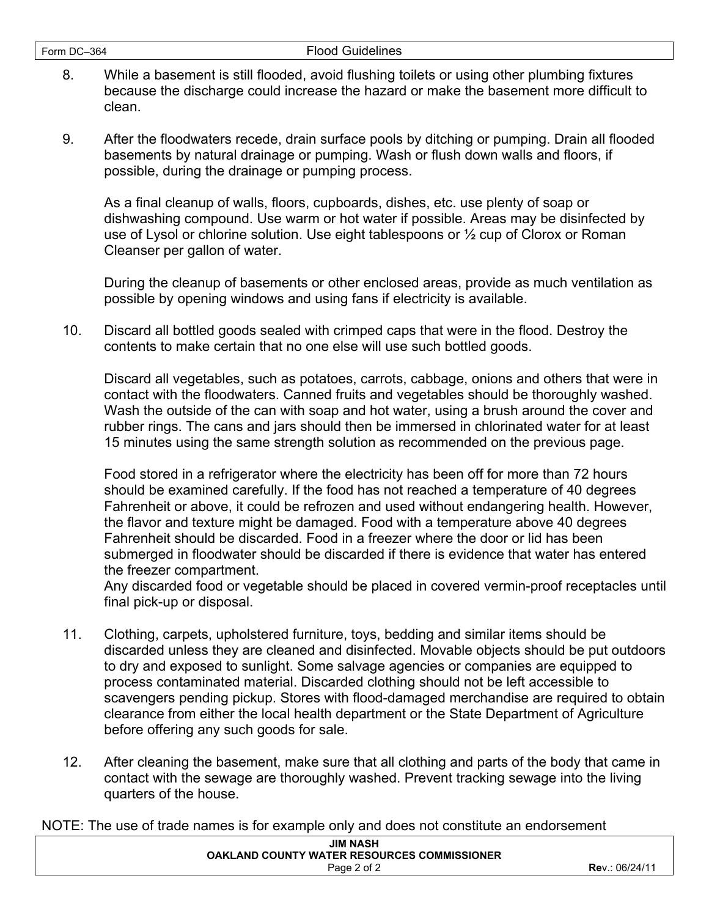8. While a basement is still flooded, avoid flushing toilets or using other plumbing fixtures because the discharge could increase the hazard or make the basement more difficult to clean.

9. After the floodwaters recede, drain surface pools by ditching or pumping. Drain all flooded basements by natural drainage or pumping. Wash or flush down walls and floors, if possible, during the drainage or pumping process.

   As a final cleanup of walls, floors, cupboards, dishes, etc. use plenty of soap or dishwashing compound. Use warm or hot water if possible. Areas may be disinfected by use of Lysol or chlorine solution. Use eight tablespoons or ½ cup of Clorox or Roman Cleanser per gallon of water.

   During the cleanup of basements or other enclosed areas, provide as much ventilation as possible by opening windows and using fans if electricity is available.

10. Discard all bottled goods sealed with crimped caps that were in the flood. Destroy the contents to make certain that no one else will use such bottled goods.

    Discard all vegetables, such as potatoes, carrots, cabbage, onions and others that were in contact with the floodwaters. Canned fruits and vegetables should be thoroughly washed. Wash the outside of the can with soap and hot water, using a brush around the cover and rubber rings. The cans and jars should then be immersed in chlorinated water for at least 15 minutes using the same strength solution as recommended on the previous page.

    Food stored in a refrigerator where the electricity has been off for more than 72 hours should be examined carefully. If the food has not reached a temperature of 40 degrees Fahrenheit or above, it could be refrozen and used without endangering health. However, the flavor and texture might be damaged. Food with a temperature above 40 degrees Fahrenheit should be discarded. Food in a freezer where the door or lid has been submerged in floodwater should be discarded if there is evidence that water has entered the freezer compartment.
    Any discarded food or vegetable should be placed in covered vermin-proof receptacles until final pick-up or disposal.

11. Clothing, carpets, upholstered furniture, toys, bedding and similar items should be discarded unless they are cleaned and disinfected. Movable objects should be put outdoors to dry and exposed to sunlight. Some salvage agencies or companies are equipped to process contaminated material. Discarded clothing should not be left accessible to scavengers pending pickup. Stores with flood-damaged merchandise are required to obtain clearance from either the local health department or the State Department of Agriculture before offering any such goods for sale.

12. After cleaning the basement, make sure that all clothing and parts of the body that came in contact with the sewage are thoroughly washed. Prevent tracking sewage into the living quarters of the house.

NOTE: The use of trade names is for example only and does not constitute an endorsement